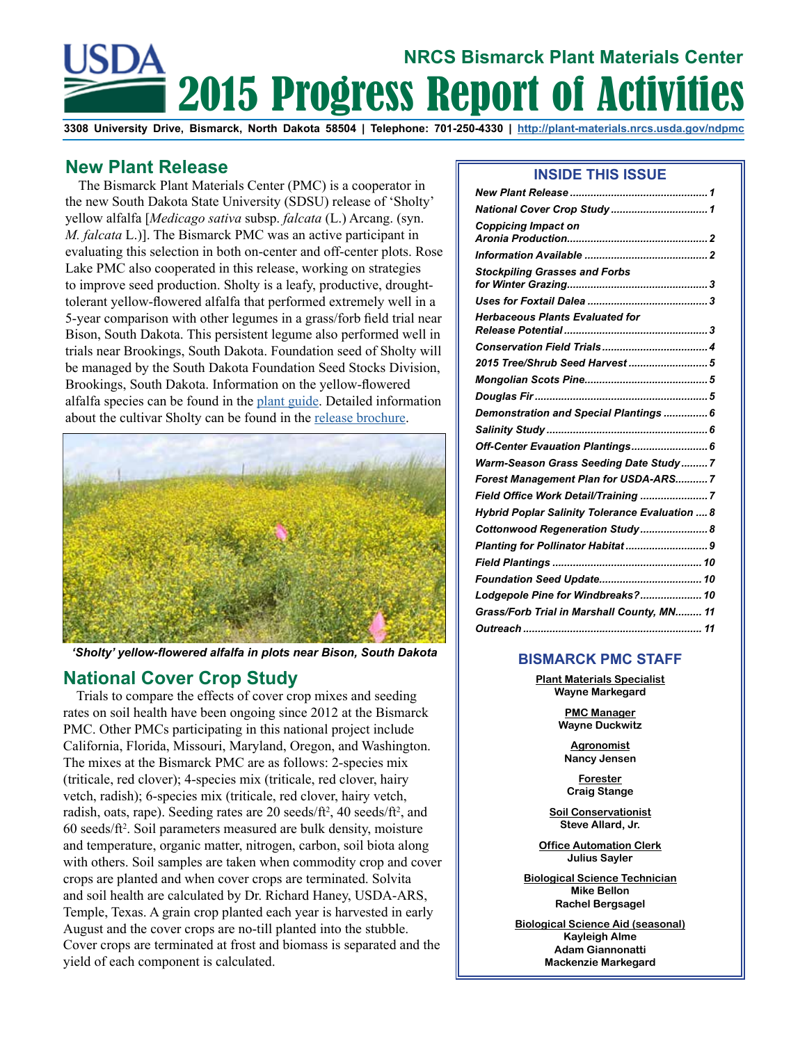# NRCS Bismarck Plant Materials Center
# 2015 Progress Report of Activities

3308 University Drive, Bismarck, North Dakota 58504 | Telephone: 701-250-4330 | http://plant-materials.nrcs.usda.gov/ndpmc

## New Plant Release

The Bismarck Plant Materials Center (PMC) is a cooperator in the new South Dakota State University (SDSU) release of 'Sholty' yellow alfalfa [*Medicago sativa* subsp. *falcata* (L.) Arcang. (syn. *M. falcata* L.)]. The Bismarck PMC was an active participant in evaluating this selection in both on-center and off-center plots. Rose Lake PMC also cooperated in this release, working on strategies to improve seed production. Sholty is a leafy, productive, drought-tolerant yellow-flowered alfalfa that performed extremely well in a 5-year comparison with other legumes in a grass/forb field trial near Bison, South Dakota. This persistent legume also performed well in trials near Brookings, South Dakota. Foundation seed of Sholty will be managed by the South Dakota Foundation Seed Stocks Division, Brookings, South Dakota. Information on the yellow-flowered alfalfa species can be found in the plant guide. Detailed information about the cultivar Sholty can be found in the release brochure.

***'Sholty' yellow-flowered alfalfa in plots near Bison, South Dakota***

## National Cover Crop Study

Trials to compare the effects of cover crop mixes and seeding rates on soil health have been ongoing since 2012 at the Bismarck PMC. Other PMCs participating in this national project include California, Florida, Missouri, Maryland, Oregon, and Washington. The mixes at the Bismarck PMC are as follows: 2-species mix (triticale, red clover); 4-species mix (triticale, red clover, hairy vetch, radish); 6-species mix (triticale, red clover, hairy vetch, radish, oats, rape). Seeding rates are 20 seeds/ft$^2$, 40 seeds/ft$^2$, and 60 seeds/ft$^2$. Soil parameters measured are bulk density, moisture and temperature, organic matter, nitrogen, carbon, soil biota along with others. Soil samples are taken when commodity crop and cover crops are planted and when cover crops are terminated. Solvita and soil health are calculated by Dr. Richard Haney, USDA-ARS, Temple, Texas. A grain crop planted each year is harvested in early August and the cover crops are no-till planted into the stubble. Cover crops are terminated at frost and biomass is separated and the yield of each component is calculated.

### INSIDE THIS ISSUE

- *New Plant Release* ... 1
- *National Cover Crop Study* ... 1
- *Coppicing Impact on Aronia Production* ... 2
- *Information Available* ... 2
- *Stockpiling Grasses and Forbs for Winter Grazing* ... 3
- *Uses for Foxtail Dalea* ... 3
- *Herbaceous Plants Evaluated for Release Potential* ... 3
- *Conservation Field Trials* ... 4
- *2015 Tree/Shrub Seed Harvest* ... 5
- *Mongolian Scots Pine* ... 5
- *Douglas Fir* ... 5
- *Demonstration and Special Plantings* ... 6
- *Salinity Study* ... 6
- *Off-Center Evauation Plantings* ... 6
- *Warm-Season Grass Seeding Date Study* ... 7
- *Forest Management Plan for USDA-ARS* ... 7
- *Field Office Work Detail/Training* ... 7
- *Hybrid Poplar Salinity Tolerance Evaluation* ... 8
- *Cottonwood Regeneration Study* ... 8
- *Planting for Pollinator Habitat* ... 9
- *Field Plantings* ... 10
- *Foundation Seed Update* ... 10
- *Lodgepole Pine for Windbreaks?* ... 10
- *Grass/Forb Trial in Marshall County, MN* ... 11
- *Outreach* ... 11

### BISMARCK PMC STAFF

**Plant Materials Specialist**
Wayne Markegard

**PMC Manager**
Wayne Duckwitz

**Agronomist**
Nancy Jensen

**Forester**
Craig Stange

**Soil Conservationist**
Steve Allard, Jr.

**Office Automation Clerk**
Julius Sayler

**Biological Science Technician**
Mike Bellon
Rachel Bergsagel

**Biological Science Aid (seasonal)**
Kayleigh Alme
Adam Giannonatti
Mackenzie Markegard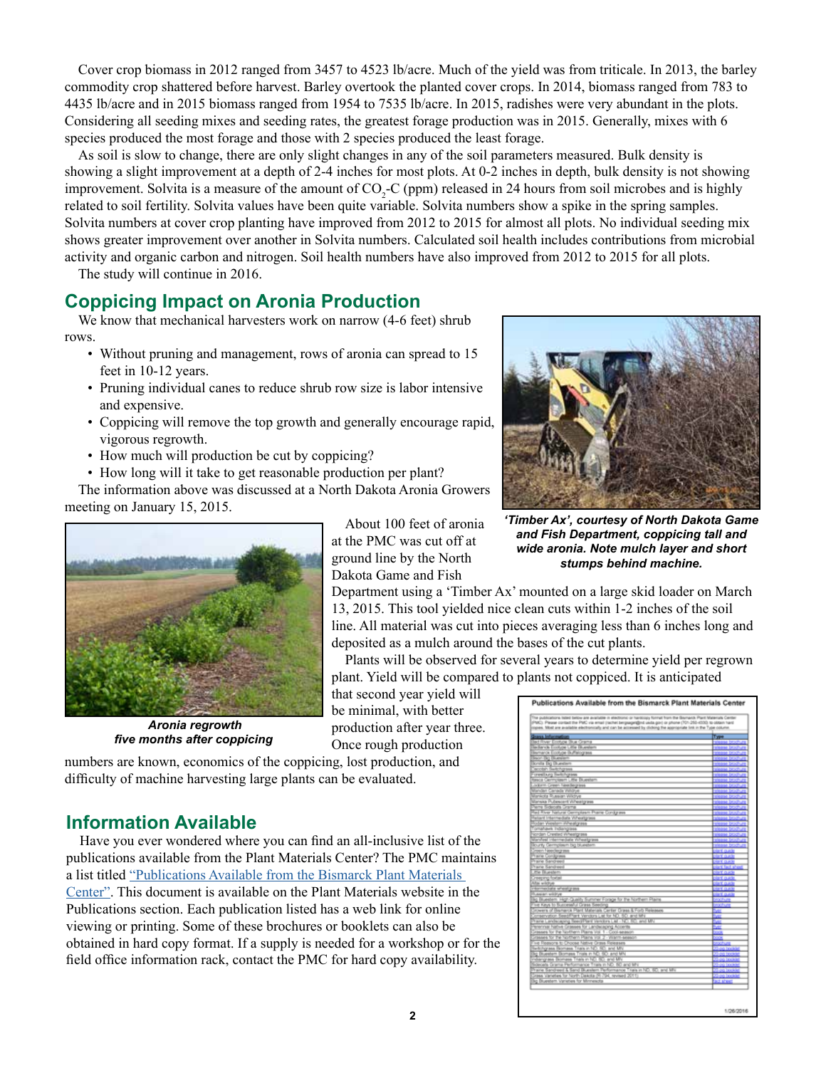Cover crop biomass in 2012 ranged from 3457 to 4523 lb/acre. Much of the yield was from triticale. In 2013, the barley commodity crop shattered before harvest. Barley overtook the planted cover crops. In 2014, biomass ranged from 783 to 4435 lb/acre and in 2015 biomass ranged from 1954 to 7535 lb/acre. In 2015, radishes were very abundant in the plots. Considering all seeding mixes and seeding rates, the greatest forage production was in 2015. Generally, mixes with 6 species produced the most forage and those with 2 species produced the least forage.

As soil is slow to change, there are only slight changes in any of the soil parameters measured. Bulk density is showing a slight improvement at a depth of 2-4 inches for most plots. At 0-2 inches in depth, bulk density is not showing improvement. Solvita is a measure of the amount of $CO_2$-C (ppm) released in 24 hours from soil microbes and is highly related to soil fertility. Solvita values have been quite variable. Solvita numbers show a spike in the spring samples. Solvita numbers at cover crop planting have improved from 2012 to 2015 for almost all plots. No individual seeding mix shows greater improvement over another in Solvita numbers. Calculated soil health includes contributions from microbial activity and organic carbon and nitrogen. Soil health numbers have also improved from 2012 to 2015 for all plots.

The study will continue in 2016.

## Coppicing Impact on Aronia Production

We know that mechanical harvesters work on narrow (4-6 feet) shrub rows.

- Without pruning and management, rows of aronia can spread to 15 feet in 10-12 years.
- Pruning individual canes to reduce shrub row size is labor intensive and expensive.
- Coppicing will remove the top growth and generally encourage rapid, vigorous regrowth.
- How much will production be cut by coppicing?
- How long will it take to get reasonable production per plant?

The information above was discussed at a North Dakota Aronia Growers meeting on January 15, 2015.

***'Timber Ax', courtesy of North Dakota Game and Fish Department, coppicing tall and wide aronia. Note mulch layer and short stumps behind machine.***

About 100 feet of aronia at the PMC was cut off at ground line by the North Dakota Game and Fish Department using a 'Timber Ax' mounted on a large skid loader on March 13, 2015. This tool yielded nice clean cuts within 1-2 inches of the soil line. All material was cut into pieces averaging less than 6 inches long and deposited as a mulch around the bases of the cut plants.

***Aronia regrowth five months after coppicing***

Plants will be observed for several years to determine yield per regrown plant. Yield will be compared to plants not coppiced. It is anticipated that second year yield will be minimal, with better production after year three. Once rough production numbers are known, economics of the coppicing, lost production, and difficulty of machine harvesting large plants can be evaluated.

## Information Available

Have you ever wondered where you can find an all-inclusive list of the publications available from the Plant Materials Center? The PMC maintains a list titled "Publications Available from the Bismarck Plant Materials Center". This document is available on the Plant Materials website in the Publications section. Each publication listed has a web link for online viewing or printing. Some of these brochures or booklets can also be obtained in hard copy format. If a supply is needed for a workshop or for the field office information rack, contact the PMC for hard copy availability.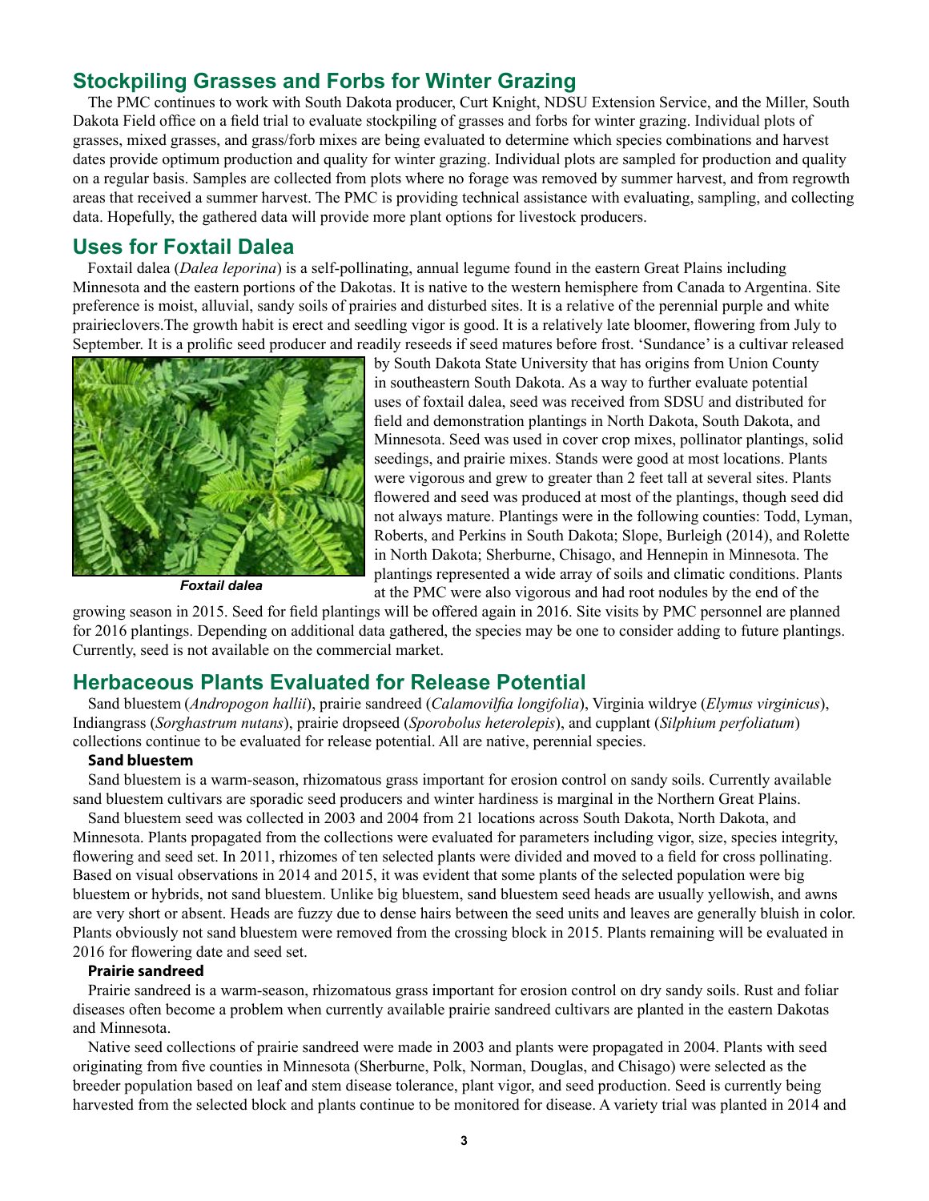## Stockpiling Grasses and Forbs for Winter Grazing

The PMC continues to work with South Dakota producer, Curt Knight, NDSU Extension Service, and the Miller, South Dakota Field office on a field trial to evaluate stockpiling of grasses and forbs for winter grazing. Individual plots of grasses, mixed grasses, and grass/forb mixes are being evaluated to determine which species combinations and harvest dates provide optimum production and quality for winter grazing. Individual plots are sampled for production and quality on a regular basis. Samples are collected from plots where no forage was removed by summer harvest, and from regrowth areas that received a summer harvest. The PMC is providing technical assistance with evaluating, sampling, and collecting data. Hopefully, the gathered data will provide more plant options for livestock producers.

## Uses for Foxtail Dalea

Foxtail dalea (*Dalea leporina*) is a self-pollinating, annual legume found in the eastern Great Plains including Minnesota and the eastern portions of the Dakotas. It is native to the western hemisphere from Canada to Argentina. Site preference is moist, alluvial, sandy soils of prairies and disturbed sites. It is a relative of the perennial purple and white prairieclovers.The growth habit is erect and seedling vigor is good. It is a relatively late bloomer, flowering from July to September. It is a prolific seed producer and readily reseeds if seed matures before frost. 'Sundance' is a cultivar released by South Dakota State University that has origins from Union County in southeastern South Dakota. As a way to further evaluate potential uses of foxtail dalea, seed was received from SDSU and distributed for field and demonstration plantings in North Dakota, South Dakota, and Minnesota. Seed was used in cover crop mixes, pollinator plantings, solid seedings, and prairie mixes. Stands were good at most locations. Plants were vigorous and grew to greater than 2 feet tall at several sites. Plants flowered and seed was produced at most of the plantings, though seed did not always mature. Plantings were in the following counties: Todd, Lyman, Roberts, and Perkins in South Dakota; Slope, Burleigh (2014), and Rolette in North Dakota; Sherburne, Chisago, and Hennepin in Minnesota. The plantings represented a wide array of soils and climatic conditions. Plants at the PMC were also vigorous and had root nodules by the end of the growing season in 2015. Seed for field plantings will be offered again in 2016. Site visits by PMC personnel are planned for 2016 plantings. Depending on additional data gathered, the species may be one to consider adding to future plantings. Currently, seed is not available on the commercial market.

***Foxtail dalea***

## Herbaceous Plants Evaluated for Release Potential

Sand bluestem (*Andropogon hallii*), prairie sandreed (*Calamovilfia longifolia*), Virginia wildrye (*Elymus virginicus*), Indiangrass (*Sorghastrum nutans*), prairie dropseed (*Sporobolus heterolepis*), and cupplant (*Silphium perfoliatum*) collections continue to be evaluated for release potential. All are native, perennial species.

### Sand bluestem

Sand bluestem is a warm-season, rhizomatous grass important for erosion control on sandy soils. Currently available sand bluestem cultivars are sporadic seed producers and winter hardiness is marginal in the Northern Great Plains.

Sand bluestem seed was collected in 2003 and 2004 from 21 locations across South Dakota, North Dakota, and Minnesota. Plants propagated from the collections were evaluated for parameters including vigor, size, species integrity, flowering and seed set. In 2011, rhizomes of ten selected plants were divided and moved to a field for cross pollinating. Based on visual observations in 2014 and 2015, it was evident that some plants of the selected population were big bluestem or hybrids, not sand bluestem. Unlike big bluestem, sand bluestem seed heads are usually yellowish, and awns are very short or absent. Heads are fuzzy due to dense hairs between the seed units and leaves are generally bluish in color. Plants obviously not sand bluestem were removed from the crossing block in 2015. Plants remaining will be evaluated in 2016 for flowering date and seed set.

### Prairie sandreed

Prairie sandreed is a warm-season, rhizomatous grass important for erosion control on dry sandy soils. Rust and foliar diseases often become a problem when currently available prairie sandreed cultivars are planted in the eastern Dakotas and Minnesota.

Native seed collections of prairie sandreed were made in 2003 and plants were propagated in 2004. Plants with seed originating from five counties in Minnesota (Sherburne, Polk, Norman, Douglas, and Chisago) were selected as the breeder population based on leaf and stem disease tolerance, plant vigor, and seed production. Seed is currently being harvested from the selected block and plants continue to be monitored for disease. A variety trial was planted in 2014 and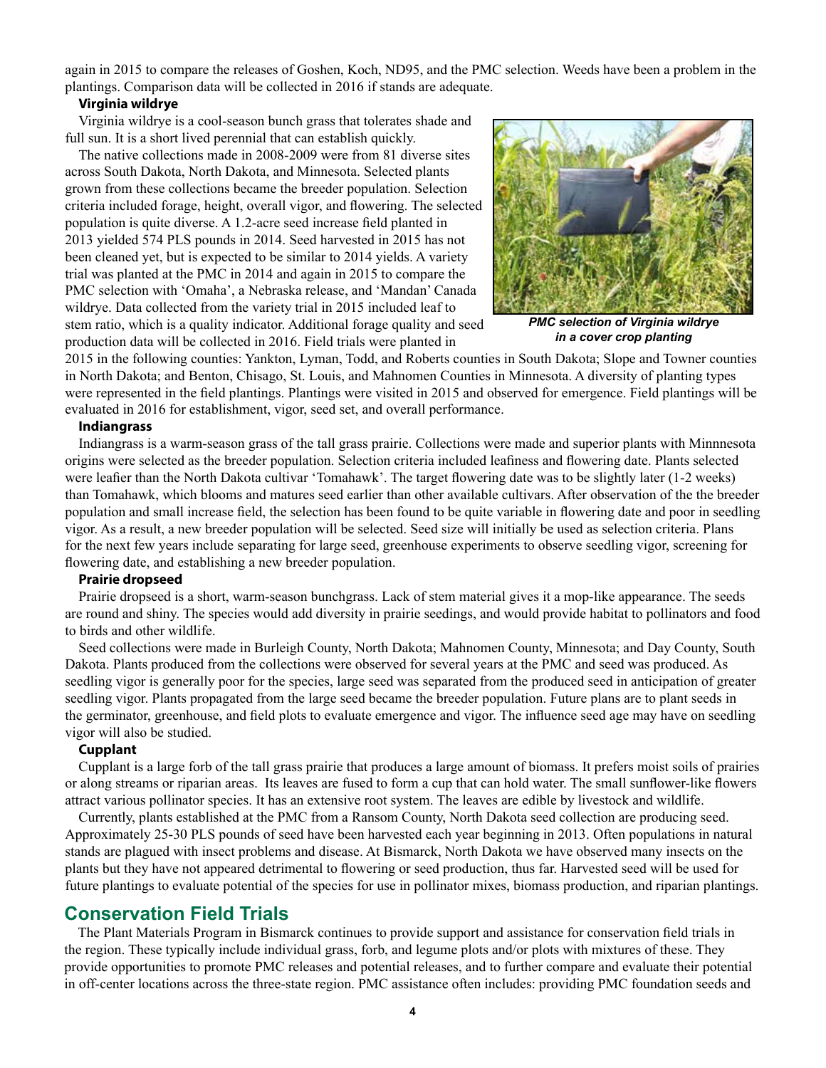again in 2015 to compare the releases of Goshen, Koch, ND95, and the PMC selection. Weeds have been a problem in the plantings. Comparison data will be collected in 2016 if stands are adequate.

**Virginia wildrye**

Virginia wildrye is a cool-season bunch grass that tolerates shade and full sun. It is a short lived perennial that can establish quickly.

The native collections made in 2008-2009 were from 81 diverse sites across South Dakota, North Dakota, and Minnesota. Selected plants grown from these collections became the breeder population. Selection criteria included forage, height, overall vigor, and flowering. The selected population is quite diverse. A 1.2-acre seed increase field planted in 2013 yielded 574 PLS pounds in 2014. Seed harvested in 2015 has not been cleaned yet, but is expected to be similar to 2014 yields. A variety trial was planted at the PMC in 2014 and again in 2015 to compare the PMC selection with 'Omaha', a Nebraska release, and 'Mandan' Canada wildrye. Data collected from the variety trial in 2015 included leaf to stem ratio, which is a quality indicator. Additional forage quality and seed production data will be collected in 2016. Field trials were planted in 2015 in the following counties: Yankton, Lyman, Todd, and Roberts counties in South Dakota; Slope and Towner counties in North Dakota; and Benton, Chisago, St. Louis, and Mahnomen Counties in Minnesota. A diversity of planting types were represented in the field plantings. Plantings were visited in 2015 and observed for emergence. Field plantings will be evaluated in 2016 for establishment, vigor, seed set, and overall performance.

***PMC selection of Virginia wildrye in a cover crop planting***

**Indiangrass**

Indiangrass is a warm-season grass of the tall grass prairie. Collections were made and superior plants with Minnnesota origins were selected as the breeder population. Selection criteria included leafiness and flowering date. Plants selected were leafier than the North Dakota cultivar 'Tomahawk'. The target flowering date was to be slightly later (1-2 weeks) than Tomahawk, which blooms and matures seed earlier than other available cultivars. After observation of the the breeder population and small increase field, the selection has been found to be quite variable in flowering date and poor in seedling vigor. As a result, a new breeder population will be selected. Seed size will initially be used as selection criteria. Plans for the next few years include separating for large seed, greenhouse experiments to observe seedling vigor, screening for flowering date, and establishing a new breeder population.

**Prairie dropseed**

Prairie dropseed is a short, warm-season bunchgrass. Lack of stem material gives it a mop-like appearance. The seeds are round and shiny. The species would add diversity in prairie seedings, and would provide habitat to pollinators and food to birds and other wildlife.

Seed collections were made in Burleigh County, North Dakota; Mahnomen County, Minnesota; and Day County, South Dakota. Plants produced from the collections were observed for several years at the PMC and seed was produced. As seedling vigor is generally poor for the species, large seed was separated from the produced seed in anticipation of greater seedling vigor. Plants propagated from the large seed became the breeder population. Future plans are to plant seeds in the germinator, greenhouse, and field plots to evaluate emergence and vigor. The influence seed age may have on seedling vigor will also be studied.

**Cupplant**

Cupplant is a large forb of the tall grass prairie that produces a large amount of biomass. It prefers moist soils of prairies or along streams or riparian areas. Its leaves are fused to form a cup that can hold water. The small sunflower-like flowers attract various pollinator species. It has an extensive root system. The leaves are edible by livestock and wildlife.

Currently, plants established at the PMC from a Ransom County, North Dakota seed collection are producing seed. Approximately 25-30 PLS pounds of seed have been harvested each year beginning in 2013. Often populations in natural stands are plagued with insect problems and disease. At Bismarck, North Dakota we have observed many insects on the plants but they have not appeared detrimental to flowering or seed production, thus far. Harvested seed will be used for future plantings to evaluate potential of the species for use in pollinator mixes, biomass production, and riparian plantings.

## Conservation Field Trials

The Plant Materials Program in Bismarck continues to provide support and assistance for conservation field trials in the region. These typically include individual grass, forb, and legume plots and/or plots with mixtures of these. They provide opportunities to promote PMC releases and potential releases, and to further compare and evaluate their potential in off-center locations across the three-state region. PMC assistance often includes: providing PMC foundation seeds and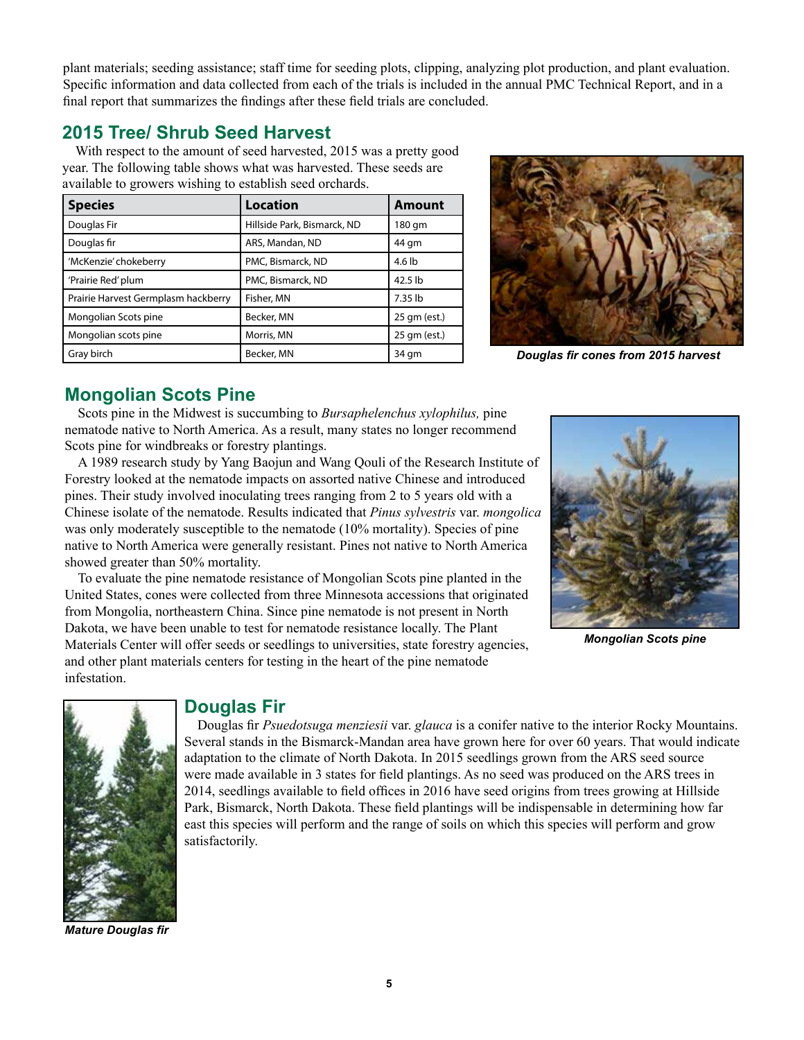plant materials; seeding assistance; staff time for seeding plots, clipping, analyzing plot production, and plant evaluation. Specific information and data collected from each of the trials is included in the annual PMC Technical Report, and in a final report that summarizes the findings after these field trials are concluded.

## 2015 Tree/ Shrub Seed Harvest

With respect to the amount of seed harvested, 2015 was a pretty good year. The following table shows what was harvested. These seeds are available to growers wishing to establish seed orchards.

| Species | Location | Amount |
|---|---|---|
| Douglas Fir | Hillside Park, Bismarck, ND | 180 gm |
| Douglas fir | ARS, Mandan, ND | 44 gm |
| 'McKenzie' chokeberry | PMC, Bismarck, ND | 4.6 lb |
| 'Prairie Red' plum | PMC, Bismarck, ND | 42.5 lb |
| Prairie Harvest Germplasm hackberry | Fisher, MN | 7.35 lb |
| Mongolian Scots pine | Becker, MN | 25 gm (est.) |
| Mongolian scots pine | Morris, MN | 25 gm (est.) |
| Gray birch | Becker, MN | 34 gm |

***Douglas fir cones from 2015 harvest***

## Mongolian Scots Pine

Scots pine in the Midwest is succumbing to *Bursaphelenchus xylophilus,* pine nematode native to North America. As a result, many states no longer recommend Scots pine for windbreaks or forestry plantings.

A 1989 research study by Yang Baojun and Wang Qouli of the Research Institute of Forestry looked at the nematode impacts on assorted native Chinese and introduced pines. Their study involved inoculating trees ranging from 2 to 5 years old with a Chinese isolate of the nematode. Results indicated that *Pinus sylvestris* var. *mongolica* was only moderately susceptible to the nematode (10% mortality). Species of pine native to North America were generally resistant. Pines not native to North America showed greater than 50% mortality.

To evaluate the pine nematode resistance of Mongolian Scots pine planted in the United States, cones were collected from three Minnesota accessions that originated from Mongolia, northeastern China. Since pine nematode is not present in North Dakota, we have been unable to test for nematode resistance locally. The Plant Materials Center will offer seeds or seedlings to universities, state forestry agencies, and other plant materials centers for testing in the heart of the pine nematode infestation.

***Mongolian Scots pine***

## Douglas Fir

Douglas fir *Psuedotsuga menziesii* var. *glauca* is a conifer native to the interior Rocky Mountains. Several stands in the Bismarck-Mandan area have grown here for over 60 years. That would indicate adaptation to the climate of North Dakota. In 2015 seedlings grown from the ARS seed source were made available in 3 states for field plantings. As no seed was produced on the ARS trees in 2014, seedlings available to field offices in 2016 have seed origins from trees growing at Hillside Park, Bismarck, North Dakota. These field plantings will be indispensable in determining how far east this species will perform and the range of soils on which this species will perform and grow satisfactorily.

***Mature Douglas fir***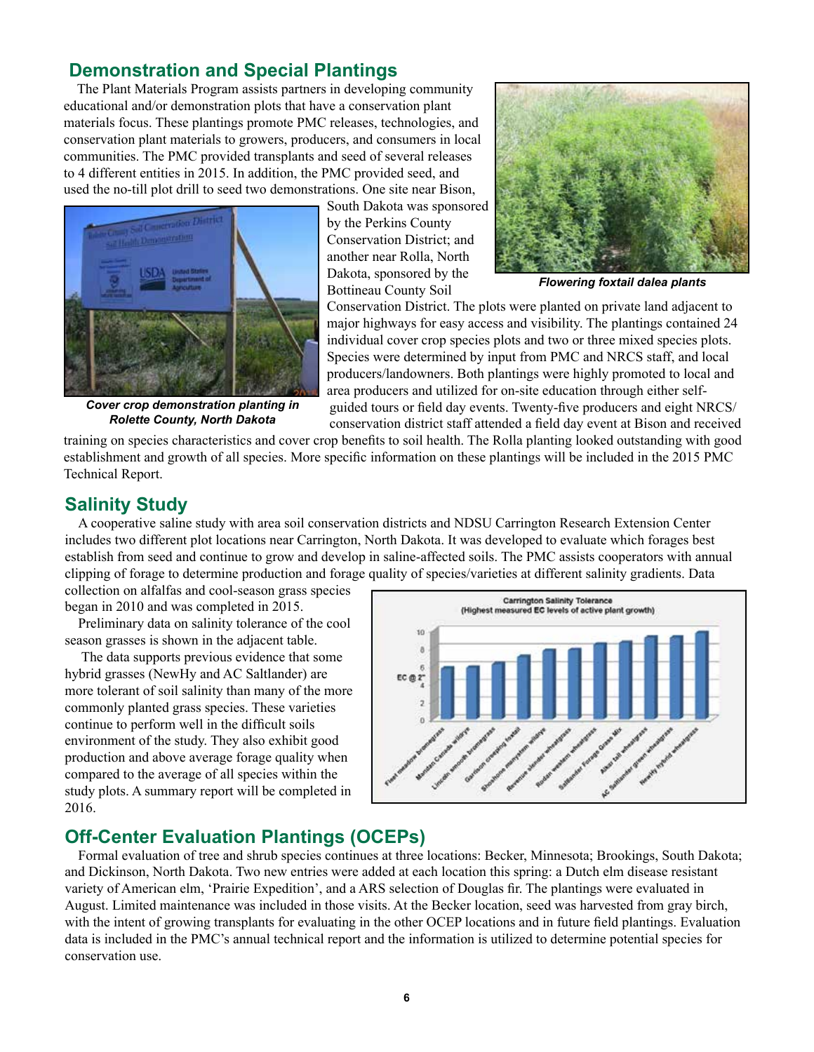## Demonstration and Special Plantings

The Plant Materials Program assists partners in developing community educational and/or demonstration plots that have a conservation plant materials focus. These plantings promote PMC releases, technologies, and conservation plant materials to growers, producers, and consumers in local communities. The PMC provided transplants and seed of several releases to 4 different entities in 2015. In addition, the PMC provided seed, and used the no-till plot drill to seed two demonstrations. One site near Bison, South Dakota was sponsored by the Perkins County Conservation District; and another near Rolla, North Dakota, sponsored by the Bottineau County Soil Conservation District. The plots were planted on private land adjacent to major highways for easy access and visibility. The plantings contained 24 individual cover crop species plots and two or three mixed species plots. Species were determined by input from PMC and NRCS staff, and local producers/landowners. Both plantings were highly promoted to local and area producers and utilized for on-site education through either self-guided tours or field day events. Twenty-five producers and eight NRCS/conservation district staff attended a field day event at Bison and received training on species characteristics and cover crop benefits to soil health. The Rolla planting looked outstanding with good establishment and growth of all species. More specific information on these plantings will be included in the 2015 PMC Technical Report.

***Flowering foxtail dalea plants***

***Cover crop demonstration planting in Rolette County, North Dakota***

## Salinity Study

A cooperative saline study with area soil conservation districts and NDSU Carrington Research Extension Center includes two different plot locations near Carrington, North Dakota. It was developed to evaluate which forages best establish from seed and continue to grow and develop in saline-affected soils. The PMC assists cooperators with annual clipping of forage to determine production and forage quality of species/varieties at different salinity gradients. Data collection on alfalfas and cool-season grass species began in 2010 and was completed in 2015.

Preliminary data on salinity tolerance of the cool season grasses is shown in the adjacent table.

The data supports previous evidence that some hybrid grasses (NewHy and AC Saltlander) are more tolerant of soil salinity than many of the more commonly planted grass species. These varieties continue to perform well in the difficult soils environment of the study. They also exhibit good production and above average forage quality when compared to the average of all species within the study plots. A summary report will be completed in 2016.

## Off-Center Evaluation Plantings (OCEPs)

Formal evaluation of tree and shrub species continues at three locations: Becker, Minnesota; Brookings, South Dakota; and Dickinson, North Dakota. Two new entries were added at each location this spring: a Dutch elm disease resistant variety of American elm, 'Prairie Expedition', and a ARS selection of Douglas fir. The plantings were evaluated in August. Limited maintenance was included in those visits. At the Becker location, seed was harvested from gray birch, with the intent of growing transplants for evaluating in the other OCEP locations and in future field plantings. Evaluation data is included in the PMC's annual technical report and the information is utilized to determine potential species for conservation use.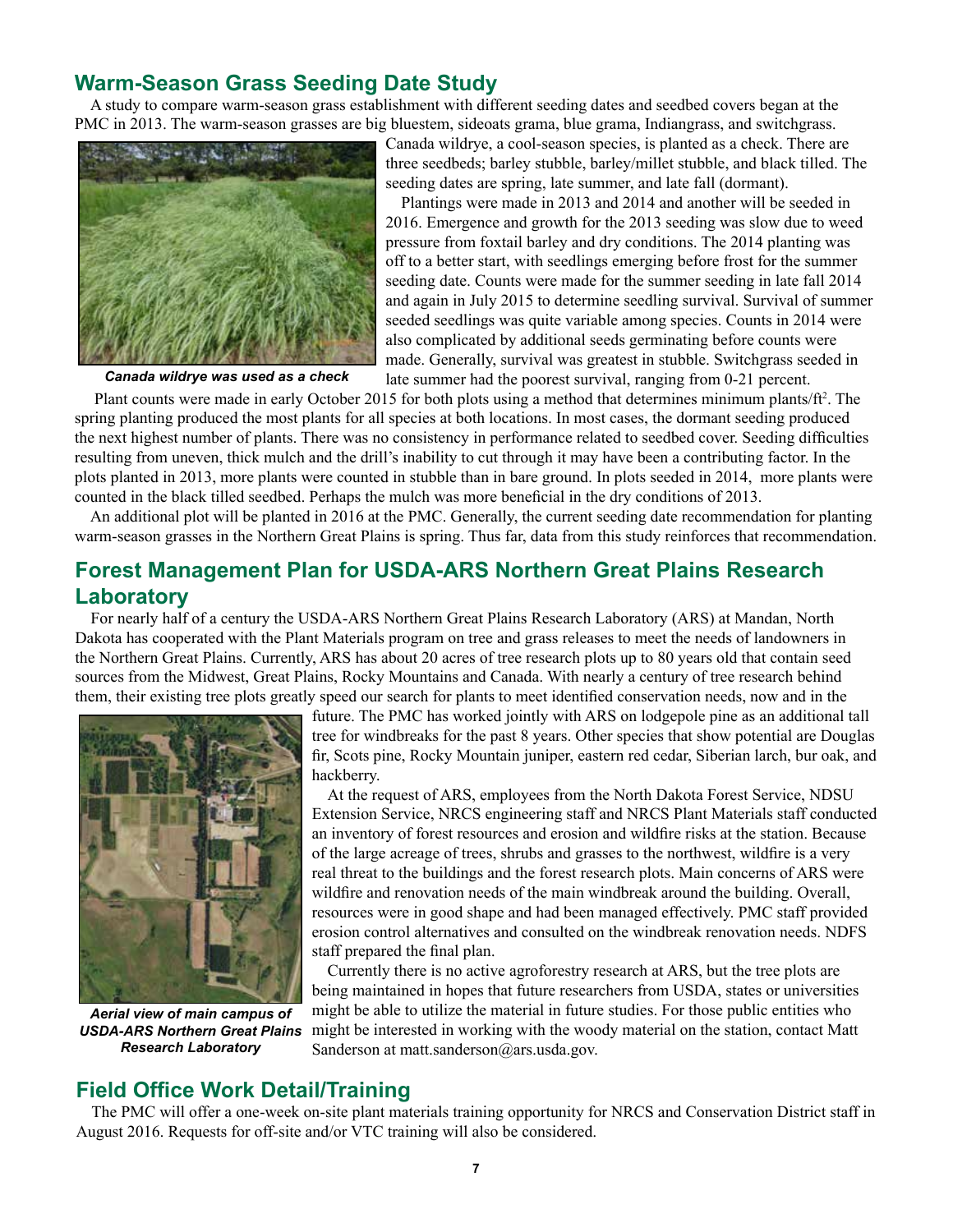## Warm-Season Grass Seeding Date Study

A study to compare warm-season grass establishment with different seeding dates and seedbed covers began at the PMC in 2013. The warm-season grasses are big bluestem, sideoats grama, blue grama, Indiangrass, and switchgrass. Canada wildrye, a cool-season species, is planted as a check. There are three seedbeds; barley stubble, barley/millet stubble, and black tilled. The seeding dates are spring, late summer, and late fall (dormant).

*Canada wildrye was used as a check*

Plantings were made in 2013 and 2014 and another will be seeded in 2016. Emergence and growth for the 2013 seeding was slow due to weed pressure from foxtail barley and dry conditions. The 2014 planting was off to a better start, with seedlings emerging before frost for the summer seeding date. Counts were made for the summer seeding in late fall 2014 and again in July 2015 to determine seedling survival. Survival of summer seeded seedlings was quite variable among species. Counts in 2014 were also complicated by additional seeds germinating before counts were made. Generally, survival was greatest in stubble. Switchgrass seeded in late summer had the poorest survival, ranging from 0-21 percent.

Plant counts were made in early October 2015 for both plots using a method that determines minimum plants/ft$^2$. The spring planting produced the most plants for all species at both locations. In most cases, the dormant seeding produced the next highest number of plants. There was no consistency in performance related to seedbed cover. Seeding difficulties resulting from uneven, thick mulch and the drill's inability to cut through it may have been a contributing factor. In the plots planted in 2013, more plants were counted in stubble than in bare ground. In plots seeded in 2014, more plants were counted in the black tilled seedbed. Perhaps the mulch was more beneficial in the dry conditions of 2013.

An additional plot will be planted in 2016 at the PMC. Generally, the current seeding date recommendation for planting warm-season grasses in the Northern Great Plains is spring. Thus far, data from this study reinforces that recommendation.

## Forest Management Plan for USDA-ARS Northern Great Plains Research Laboratory

For nearly half of a century the USDA-ARS Northern Great Plains Research Laboratory (ARS) at Mandan, North Dakota has cooperated with the Plant Materials program on tree and grass releases to meet the needs of landowners in the Northern Great Plains. Currently, ARS has about 20 acres of tree research plots up to 80 years old that contain seed sources from the Midwest, Great Plains, Rocky Mountains and Canada. With nearly a century of tree research behind them, their existing tree plots greatly speed our search for plants to meet identified conservation needs, now and in the future. The PMC has worked jointly with ARS on lodgepole pine as an additional tall tree for windbreaks for the past 8 years. Other species that show potential are Douglas fir, Scots pine, Rocky Mountain juniper, eastern red cedar, Siberian larch, bur oak, and hackberry.

*Aerial view of main campus of USDA-ARS Northern Great Plains Research Laboratory*

At the request of ARS, employees from the North Dakota Forest Service, NDSU Extension Service, NRCS engineering staff and NRCS Plant Materials staff conducted an inventory of forest resources and erosion and wildfire risks at the station. Because of the large acreage of trees, shrubs and grasses to the northwest, wildfire is a very real threat to the buildings and the forest research plots. Main concerns of ARS were wildfire and renovation needs of the main windbreak around the building. Overall, resources were in good shape and had been managed effectively. PMC staff provided erosion control alternatives and consulted on the windbreak renovation needs. NDFS staff prepared the final plan.

Currently there is no active agroforestry research at ARS, but the tree plots are being maintained in hopes that future researchers from USDA, states or universities might be able to utilize the material in future studies. For those public entities who might be interested in working with the woody material on the station, contact Matt Sanderson at matt.sanderson@ars.usda.gov.

## Field Office Work Detail/Training

The PMC will offer a one-week on-site plant materials training opportunity for NRCS and Conservation District staff in August 2016. Requests for off-site and/or VTC training will also be considered.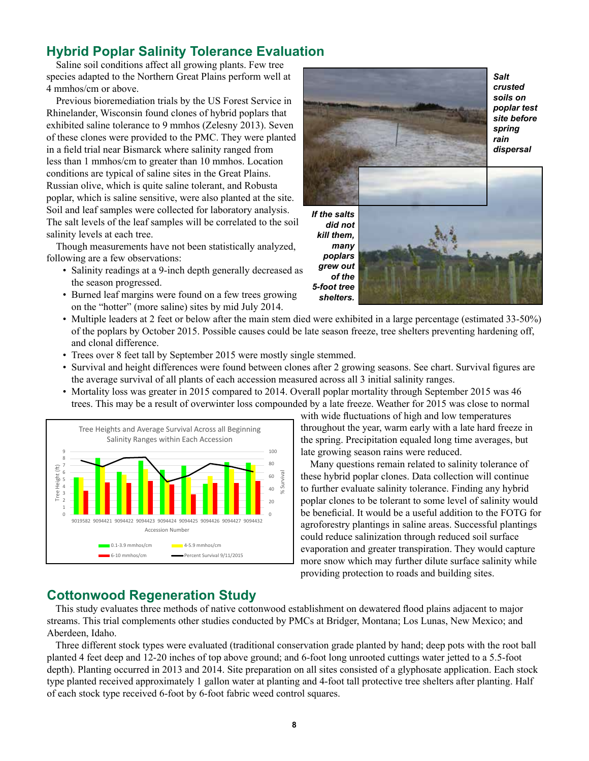## Hybrid Poplar Salinity Tolerance Evaluation

Saline soil conditions affect all growing plants. Few tree species adapted to the Northern Great Plains perform well at 4 mmhos/cm or above.

Previous bioremediation trials by the US Forest Service in Rhinelander, Wisconsin found clones of hybrid poplars that exhibited saline tolerance to 9 mmhos (Zelesny 2013). Seven of these clones were provided to the PMC. They were planted in a field trial near Bismarck where salinity ranged from less than 1 mmhos/cm to greater than 10 mmhos. Location conditions are typical of saline sites in the Great Plains. Russian olive, which is quite saline tolerant, and Robusta poplar, which is saline sensitive, were also planted at the site. Soil and leaf samples were collected for laboratory analysis. The salt levels of the leaf samples will be correlated to the soil salinity levels at each tree.

*Salt crusted soils on poplar test site before spring rain dispersal*

*If the salts did not kill them, many poplars grew out of the 5-foot tree shelters.*

Though measurements have not been statistically analyzed, following are a few observations:

- Salinity readings at a 9-inch depth generally decreased as the season progressed.
- Burned leaf margins were found on a few trees growing on the "hotter" (more saline) sites by mid July 2014.
- Multiple leaders at 2 feet or below after the main stem died were exhibited in a large percentage (estimated 33-50%) of the poplars by October 2015. Possible causes could be late season freeze, tree shelters preventing hardening off, and clonal difference.
- Trees over 8 feet tall by September 2015 were mostly single stemmed.
- Survival and height differences were found between clones after 2 growing seasons. See chart. Survival figures are the average survival of all plants of each accession measured across all 3 initial salinity ranges.
- Mortality loss was greater in 2015 compared to 2014. Overall poplar mortality through September 2015 was 46 trees. This may be a result of overwinter loss compounded by a late freeze. Weather for 2015 was close to normal with wide fluctuations of high and low temperatures throughout the year, warm early with a late hard freeze in the spring. Precipitation equaled long time averages, but late growing season rains were reduced.

Tree Heights and Average Survival Across all Beginning Salinity Ranges within Each Accession

Many questions remain related to salinity tolerance of these hybrid poplar clones. Data collection will continue to further evaluate salinity tolerance. Finding any hybrid poplar clones to be tolerant to some level of salinity would be beneficial. It would be a useful addition to the FOTG for agroforestry plantings in saline areas. Successful plantings could reduce salinization through reduced soil surface evaporation and greater transpiration. They would capture more snow which may further dilute surface salinity while providing protection to roads and building sites.

## Cottonwood Regeneration Study

This study evaluates three methods of native cottonwood establishment on dewatered flood plains adjacent to major streams. This trial complements other studies conducted by PMCs at Bridger, Montana; Los Lunas, New Mexico; and Aberdeen, Idaho.

Three different stock types were evaluated (traditional conservation grade planted by hand; deep pots with the root ball planted 4 feet deep and 12-20 inches of top above ground; and 6-foot long unrooted cuttings water jetted to a 5.5-foot depth). Planting occurred in 2013 and 2014. Site preparation on all sites consisted of a glyphosate application. Each stock type planted received approximately 1 gallon water at planting and 4-foot tall protective tree shelters after planting. Half of each stock type received 6-foot by 6-foot fabric weed control squares.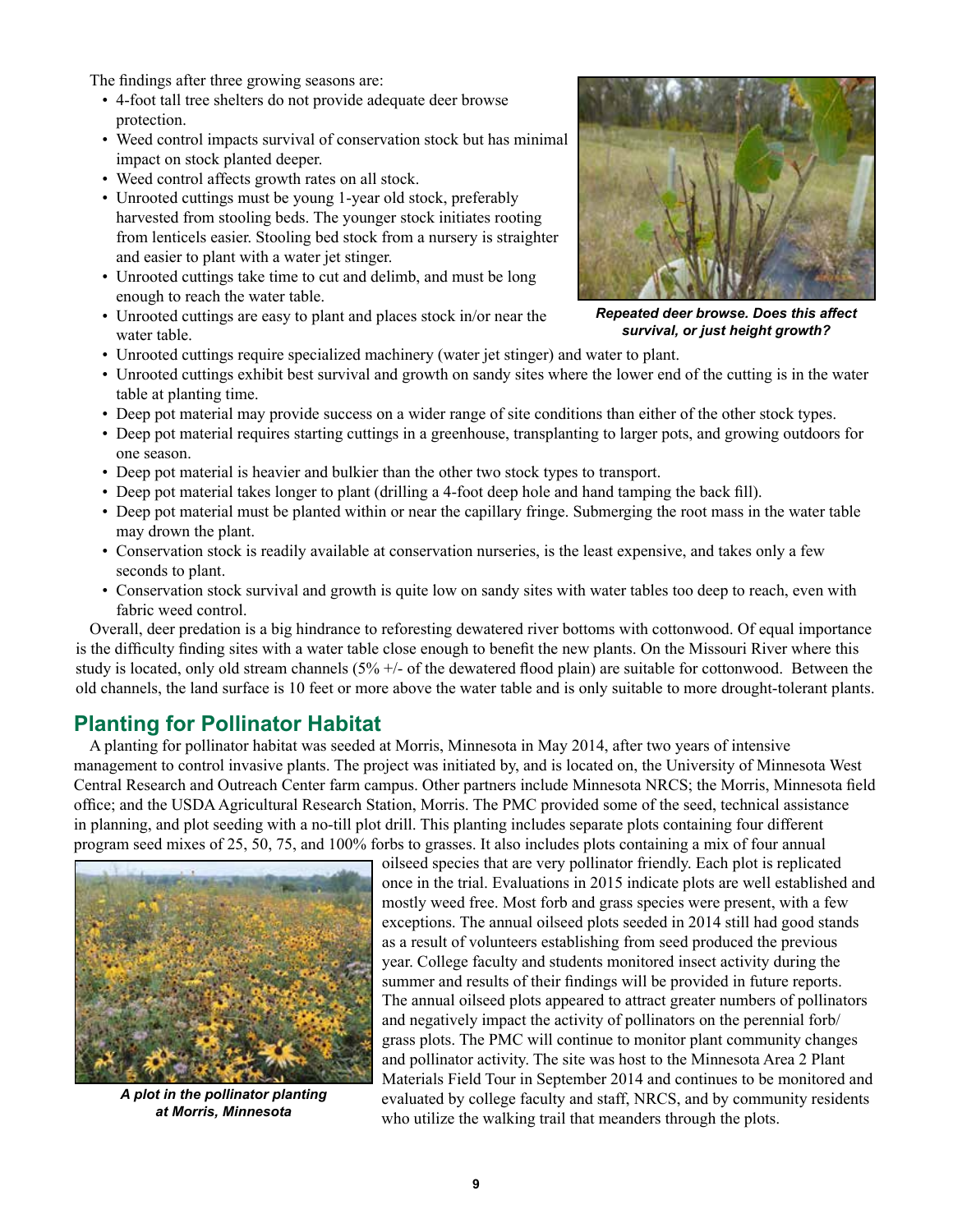The findings after three growing seasons are:

- 4-foot tall tree shelters do not provide adequate deer browse protection.
- Weed control impacts survival of conservation stock but has minimal impact on stock planted deeper.
- Weed control affects growth rates on all stock.
- Unrooted cuttings must be young 1-year old stock, preferably harvested from stooling beds. The younger stock initiates rooting from lenticels easier. Stooling bed stock from a nursery is straighter and easier to plant with a water jet stinger.
- Unrooted cuttings take time to cut and delimb, and must be long enough to reach the water table.
- Unrooted cuttings are easy to plant and places stock in/or near the water table.
- Unrooted cuttings require specialized machinery (water jet stinger) and water to plant.
- Unrooted cuttings exhibit best survival and growth on sandy sites where the lower end of the cutting is in the water table at planting time.
- Deep pot material may provide success on a wider range of site conditions than either of the other stock types.
- Deep pot material requires starting cuttings in a greenhouse, transplanting to larger pots, and growing outdoors for one season.
- Deep pot material is heavier and bulkier than the other two stock types to transport.
- Deep pot material takes longer to plant (drilling a 4-foot deep hole and hand tamping the back fill).
- Deep pot material must be planted within or near the capillary fringe. Submerging the root mass in the water table may drown the plant.
- Conservation stock is readily available at conservation nurseries, is the least expensive, and takes only a few seconds to plant.
- Conservation stock survival and growth is quite low on sandy sites with water tables too deep to reach, even with fabric weed control.

*Repeated deer browse. Does this affect survival, or just height growth?*

Overall, deer predation is a big hindrance to reforesting dewatered river bottoms with cottonwood. Of equal importance is the difficulty finding sites with a water table close enough to benefit the new plants. On the Missouri River where this study is located, only old stream channels (5% +/- of the dewatered flood plain) are suitable for cottonwood. Between the old channels, the land surface is 10 feet or more above the water table and is only suitable to more drought-tolerant plants.

## Planting for Pollinator Habitat

A planting for pollinator habitat was seeded at Morris, Minnesota in May 2014, after two years of intensive management to control invasive plants. The project was initiated by, and is located on, the University of Minnesota West Central Research and Outreach Center farm campus. Other partners include Minnesota NRCS; the Morris, Minnesota field office; and the USDA Agricultural Research Station, Morris. The PMC provided some of the seed, technical assistance in planning, and plot seeding with a no-till plot drill. This planting includes separate plots containing four different program seed mixes of 25, 50, 75, and 100% forbs to grasses. It also includes plots containing a mix of four annual oilseed species that are very pollinator friendly. Each plot is replicated once in the trial. Evaluations in 2015 indicate plots are well established and mostly weed free. Most forb and grass species were present, with a few exceptions. The annual oilseed plots seeded in 2014 still had good stands as a result of volunteers establishing from seed produced the previous year. College faculty and students monitored insect activity during the summer and results of their findings will be provided in future reports. The annual oilseed plots appeared to attract greater numbers of pollinators and negatively impact the activity of pollinators on the perennial forb/grass plots. The PMC will continue to monitor plant community changes and pollinator activity. The site was host to the Minnesota Area 2 Plant Materials Field Tour in September 2014 and continues to be monitored and evaluated by college faculty and staff, NRCS, and by community residents who utilize the walking trail that meanders through the plots.

*A plot in the pollinator planting at Morris, Minnesota*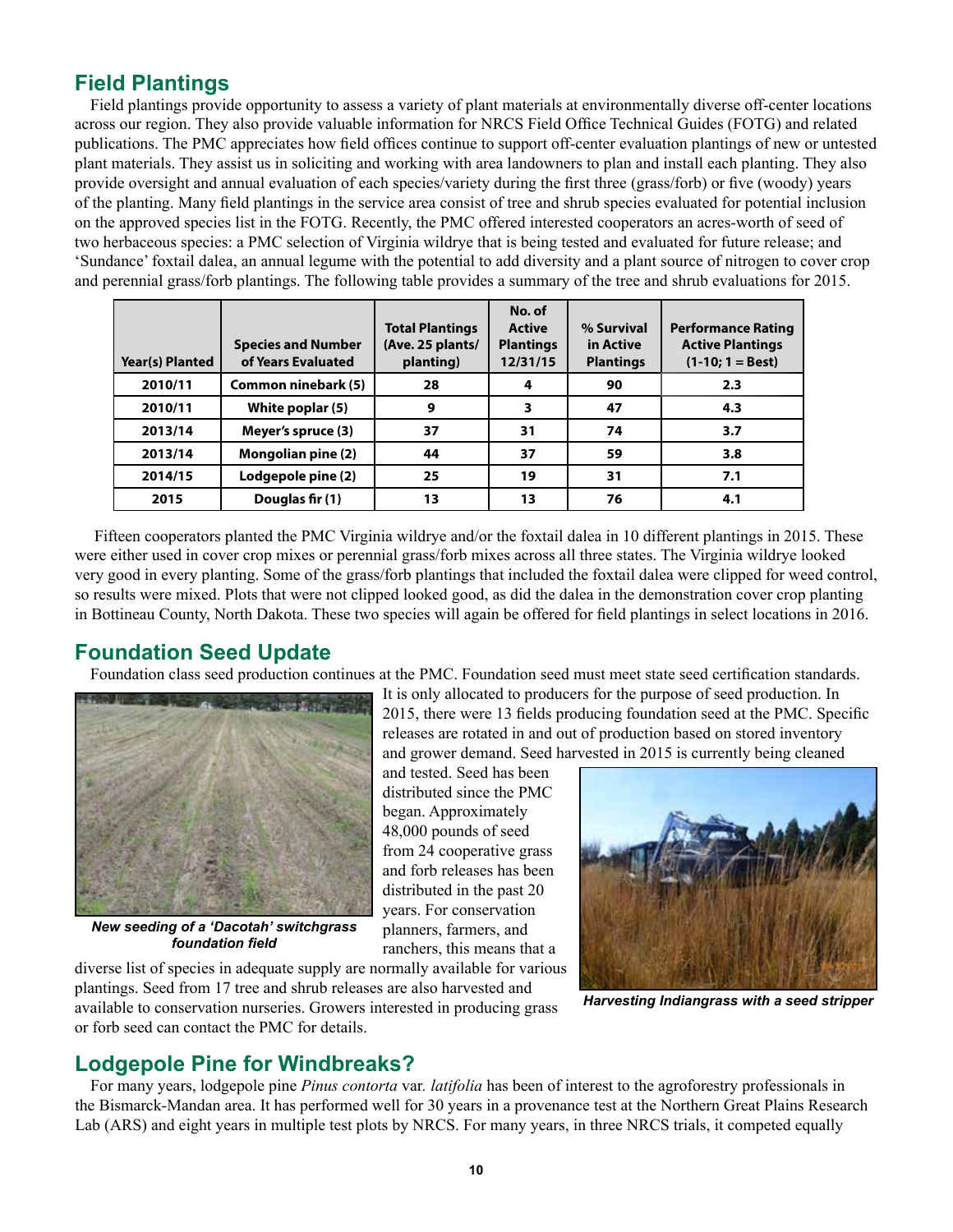## Field Plantings

Field plantings provide opportunity to assess a variety of plant materials at environmentally diverse off-center locations across our region. They also provide valuable information for NRCS Field Office Technical Guides (FOTG) and related publications. The PMC appreciates how field offices continue to support off-center evaluation plantings of new or untested plant materials. They assist us in soliciting and working with area landowners to plan and install each planting. They also provide oversight and annual evaluation of each species/variety during the first three (grass/forb) or five (woody) years of the planting. Many field plantings in the service area consist of tree and shrub species evaluated for potential inclusion on the approved species list in the FOTG. Recently, the PMC offered interested cooperators an acres-worth of seed of two herbaceous species: a PMC selection of Virginia wildrye that is being tested and evaluated for future release; and 'Sundance' foxtail dalea, an annual legume with the potential to add diversity and a plant source of nitrogen to cover crop and perennial grass/forb plantings. The following table provides a summary of the tree and shrub evaluations for 2015.

| Year(s) Planted | Species and Number of Years Evaluated | Total Plantings (Ave. 25 plants/ planting) | No. of Active Plantings 12/31/15 | % Survival in Active Plantings | Performance Rating Active Plantings (1-10; 1 = Best) |
|---|---|---|---|---|---|
| 2010/11 | Common ninebark (5) | 28 | 4 | 90 | 2.3 |
| 2010/11 | White poplar (5) | 9 | 3 | 47 | 4.3 |
| 2013/14 | Meyer's spruce (3) | 37 | 31 | 74 | 3.7 |
| 2013/14 | Mongolian pine (2) | 44 | 37 | 59 | 3.8 |
| 2014/15 | Lodgepole pine (2) | 25 | 19 | 31 | 7.1 |
| 2015 | Douglas fir (1) | 13 | 13 | 76 | 4.1 |

Fifteen cooperators planted the PMC Virginia wildrye and/or the foxtail dalea in 10 different plantings in 2015. These were either used in cover crop mixes or perennial grass/forb mixes across all three states. The Virginia wildrye looked very good in every planting. Some of the grass/forb plantings that included the foxtail dalea were clipped for weed control, so results were mixed. Plots that were not clipped looked good, as did the dalea in the demonstration cover crop planting in Bottineau County, North Dakota. These two species will again be offered for field plantings in select locations in 2016.

## Foundation Seed Update

Foundation class seed production continues at the PMC. Foundation seed must meet state seed certification standards. It is only allocated to producers for the purpose of seed production. In 2015, there were 13 fields producing foundation seed at the PMC. Specific releases are rotated in and out of production based on stored inventory and grower demand. Seed harvested in 2015 is currently being cleaned and tested. Seed has been distributed since the PMC began. Approximately 48,000 pounds of seed from 24 cooperative grass and forb releases has been distributed in the past 20 years. For conservation planners, farmers, and ranchers, this means that a diverse list of species in adequate supply are normally available for various plantings. Seed from 17 tree and shrub releases are also harvested and available to conservation nurseries. Growers interested in producing grass or forb seed can contact the PMC for details.

***New seeding of a 'Dacotah' switchgrass foundation field***

***Harvesting Indiangrass with a seed stripper***

## Lodgepole Pine for Windbreaks?

For many years, lodgepole pine *Pinus contorta* var. *latifolia* has been of interest to the agroforestry professionals in the Bismarck-Mandan area. It has performed well for 30 years in a provenance test at the Northern Great Plains Research Lab (ARS) and eight years in multiple test plots by NRCS. For many years, in three NRCS trials, it competed equally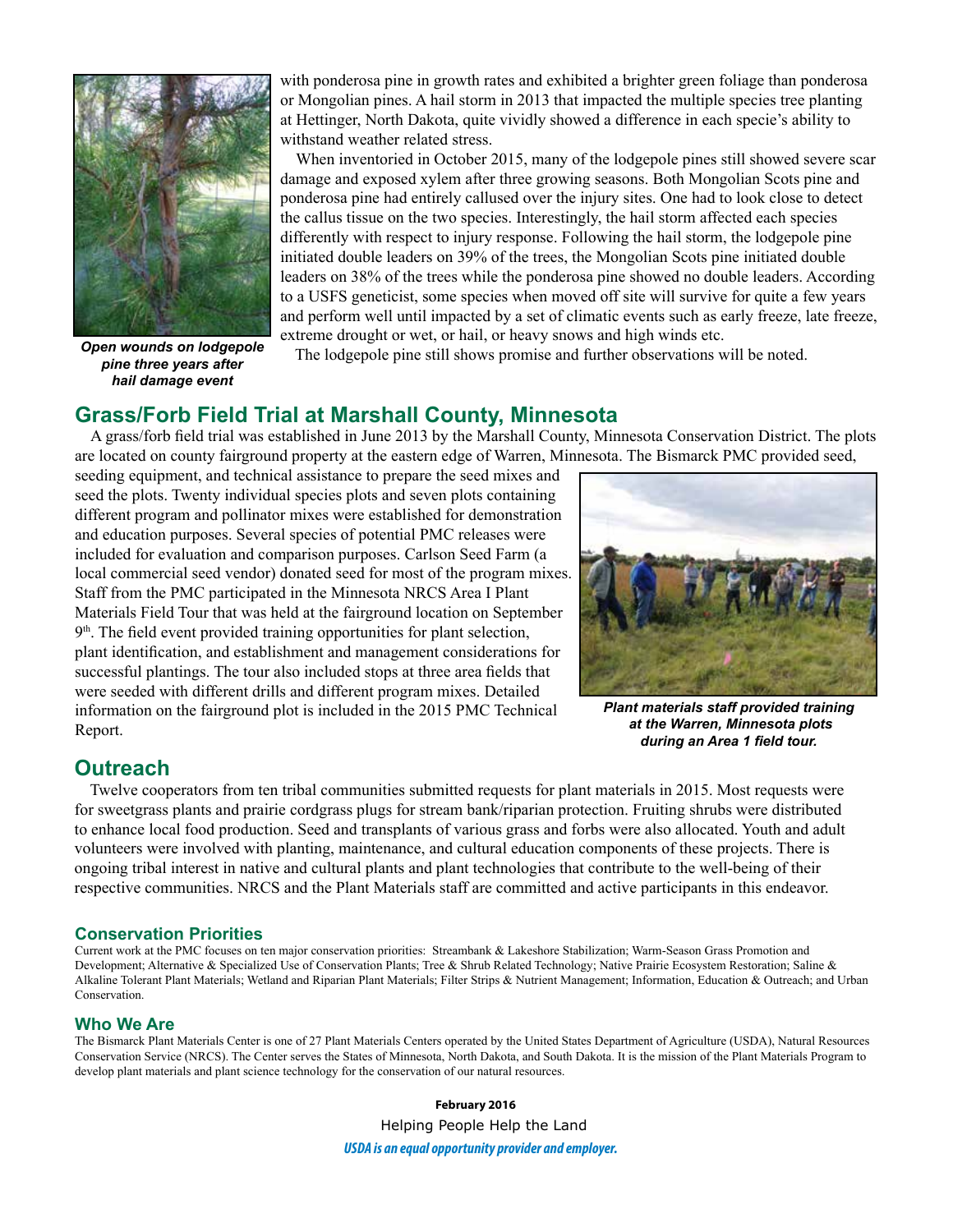with ponderosa pine in growth rates and exhibited a brighter green foliage than ponderosa or Mongolian pines. A hail storm in 2013 that impacted the multiple species tree planting at Hettinger, North Dakota, quite vividly showed a difference in each specie's ability to withstand weather related stress.

When inventoried in October 2015, many of the lodgepole pines still showed severe scar damage and exposed xylem after three growing seasons. Both Mongolian Scots pine and ponderosa pine had entirely callused over the injury sites. One had to look close to detect the callus tissue on the two species. Interestingly, the hail storm affected each species differently with respect to injury response. Following the hail storm, the lodgepole pine initiated double leaders on 39% of the trees, the Mongolian Scots pine initiated double leaders on 38% of the trees while the ponderosa pine showed no double leaders. According to a USFS geneticist, some species when moved off site will survive for quite a few years and perform well until impacted by a set of climatic events such as early freeze, late freeze, extreme drought or wet, or hail, or heavy snows and high winds etc.

The lodgepole pine still shows promise and further observations will be noted.

***Open wounds on lodgepole pine three years after hail damage event***

## Grass/Forb Field Trial at Marshall County, Minnesota

A grass/forb field trial was established in June 2013 by the Marshall County, Minnesota Conservation District. The plots are located on county fairground property at the eastern edge of Warren, Minnesota. The Bismarck PMC provided seed, seeding equipment, and technical assistance to prepare the seed mixes and seed the plots. Twenty individual species plots and seven plots containing different program and pollinator mixes were established for demonstration and education purposes. Several species of potential PMC releases were included for evaluation and comparison purposes. Carlson Seed Farm (a local commercial seed vendor) donated seed for most of the program mixes. Staff from the PMC participated in the Minnesota NRCS Area I Plant Materials Field Tour that was held at the fairground location on September 9th. The field event provided training opportunities for plant selection, plant identification, and establishment and management considerations for successful plantings. The tour also included stops at three area fields that were seeded with different drills and different program mixes. Detailed information on the fairground plot is included in the 2015 PMC Technical Report.

***Plant materials staff provided training at the Warren, Minnesota plots during an Area 1 field tour.***

## Outreach

Twelve cooperators from ten tribal communities submitted requests for plant materials in 2015. Most requests were for sweetgrass plants and prairie cordgrass plugs for stream bank/riparian protection. Fruiting shrubs were distributed to enhance local food production. Seed and transplants of various grass and forbs were also allocated. Youth and adult volunteers were involved with planting, maintenance, and cultural education components of these projects. There is ongoing tribal interest in native and cultural plants and plant technologies that contribute to the well-being of their respective communities. NRCS and the Plant Materials staff are committed and active participants in this endeavor.

### Conservation Priorities

Current work at the PMC focuses on ten major conservation priorities: Streambank & Lakeshore Stabilization; Warm-Season Grass Promotion and Development; Alternative & Specialized Use of Conservation Plants; Tree & Shrub Related Technology; Native Prairie Ecosystem Restoration; Saline & Alkaline Tolerant Plant Materials; Wetland and Riparian Plant Materials; Filter Strips & Nutrient Management; Information, Education & Outreach; and Urban Conservation.

### Who We Are

The Bismarck Plant Materials Center is one of 27 Plant Materials Centers operated by the United States Department of Agriculture (USDA), Natural Resources Conservation Service (NRCS). The Center serves the States of Minnesota, North Dakota, and South Dakota. It is the mission of the Plant Materials Program to develop plant materials and plant science technology for the conservation of our natural resources.

**February 2016**

Helping People Help the Land

***USDA is an equal opportunity provider and employer.***